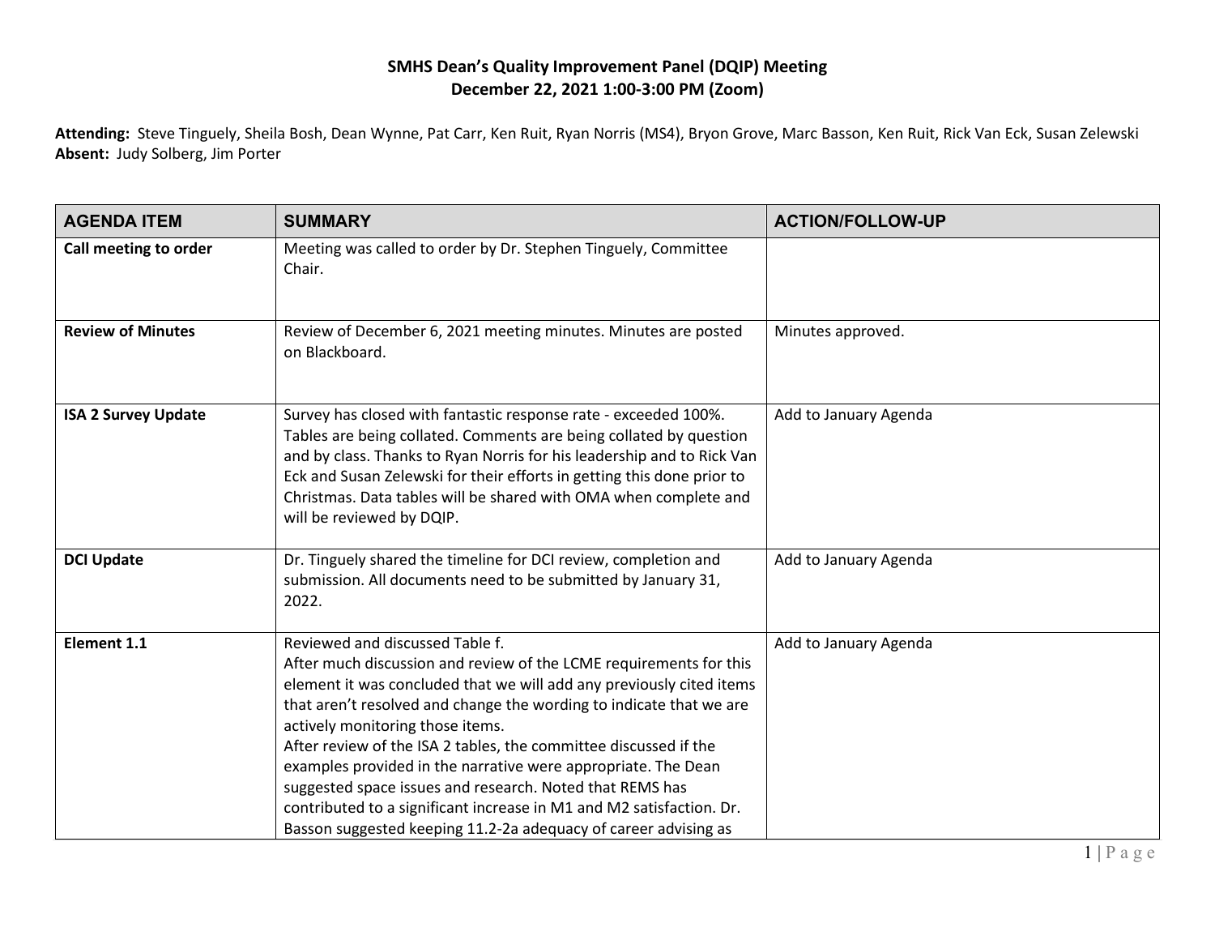# SMHS Dean's Quality Improvement Panel (DQIP) Meeting

## December 22, 2021 1:00-3:00 PM (Zoom)

**Attending:** Steve Tinguely, Sheila Bosh, Dean Wynne, Pat Carr, Ken Ruit, Ryan Norris (MS4), Bryon Grove, Marc Basson, Ken Ruit, Rick Van Eck, Susan Zelewski
**Absent:** Judy Solberg, Jim Porter

| AGENDA ITEM | SUMMARY | ACTION/FOLLOW-UP |
|---|---|---|
| **Call meeting to order** | Meeting was called to order by Dr. Stephen Tinguely, Committee Chair. | |
| **Review of Minutes** | Review of December 6, 2021 meeting minutes. Minutes are posted on Blackboard. | Minutes approved. |
| **ISA 2 Survey Update** | Survey has closed with fantastic response rate - exceeded 100%. Tables are being collated. Comments are being collated by question and by class. Thanks to Ryan Norris for his leadership and to Rick Van Eck and Susan Zelewski for their efforts in getting this done prior to Christmas. Data tables will be shared with OMA when complete and will be reviewed by DQIP. | Add to January Agenda |
| **DCI Update** | Dr. Tinguely shared the timeline for DCI review, completion and submission. All documents need to be submitted by January 31, 2022. | Add to January Agenda |
| **Element 1.1** | Reviewed and discussed Table f.<br>After much discussion and review of the LCME requirements for this element it was concluded that we will add any previously cited items that aren't resolved and change the wording to indicate that we are actively monitoring those items.<br>After review of the ISA 2 tables, the committee discussed if the examples provided in the narrative were appropriate. The Dean suggested space issues and research. Noted that REMS has contributed to a significant increase in M1 and M2 satisfaction. Dr. Basson suggested keeping 11.2-2a adequacy of career advising as | Add to January Agenda |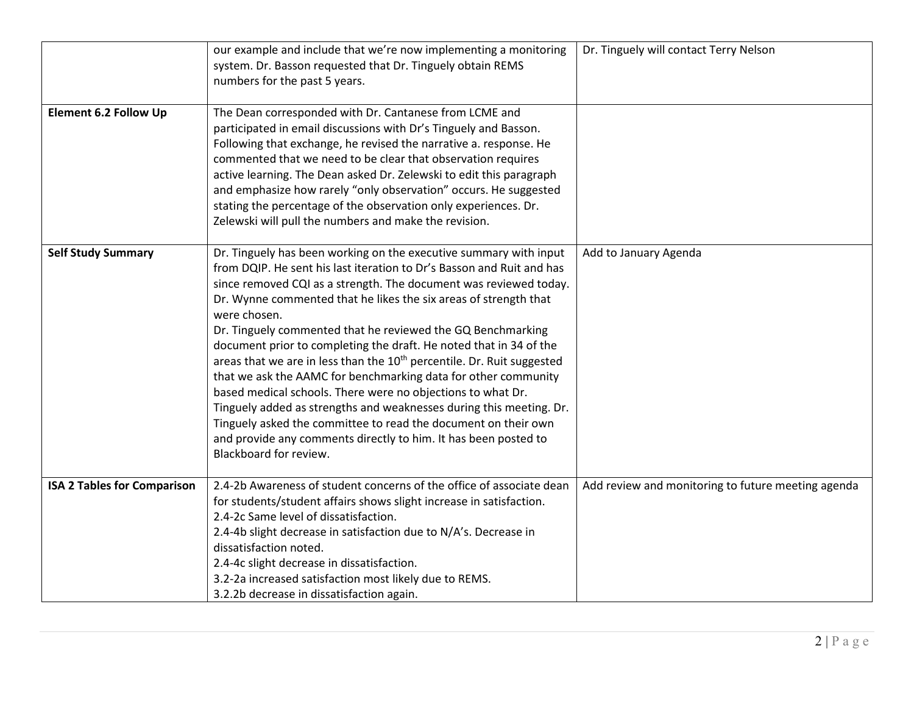| | | |
|---|---|---|
| | our example and include that we're now implementing a monitoring system. Dr. Basson requested that Dr. Tinguely obtain REMS numbers for the past 5 years. | Dr. Tinguely will contact Terry Nelson |
| **Element 6.2 Follow Up** | The Dean corresponded with Dr. Cantanese from LCME and participated in email discussions with Dr's Tinguely and Basson. Following that exchange, he revised the narrative a. response. He commented that we need to be clear that observation requires active learning. The Dean asked Dr. Zelewski to edit this paragraph and emphasize how rarely "only observation" occurs. He suggested stating the percentage of the observation only experiences. Dr. Zelewski will pull the numbers and make the revision. | |
| **Self Study Summary** | Dr. Tinguely has been working on the executive summary with input from DQIP. He sent his last iteration to Dr's Basson and Ruit and has since removed CQI as a strength. The document was reviewed today. Dr. Wynne commented that he likes the six areas of strength that were chosen.<br>Dr. Tinguely commented that he reviewed the GQ Benchmarking document prior to completing the draft. He noted that in 34 of the areas that we are in less than the 10th percentile. Dr. Ruit suggested that we ask the AAMC for benchmarking data for other community based medical schools. There were no objections to what Dr. Tinguely added as strengths and weaknesses during this meeting. Dr. Tinguely asked the committee to read the document on their own and provide any comments directly to him. It has been posted to Blackboard for review. | Add to January Agenda |
| **ISA 2 Tables for Comparison** | 2.4-2b Awareness of student concerns of the office of associate dean for students/student affairs shows slight increase in satisfaction.<br>2.4-2c Same level of dissatisfaction.<br>2.4-4b slight decrease in satisfaction due to N/A's. Decrease in dissatisfaction noted.<br>2.4-4c slight decrease in dissatisfaction.<br>3.2-2a increased satisfaction most likely due to REMS.<br>3.2.2b decrease in dissatisfaction again. | Add review and monitoring to future meeting agenda |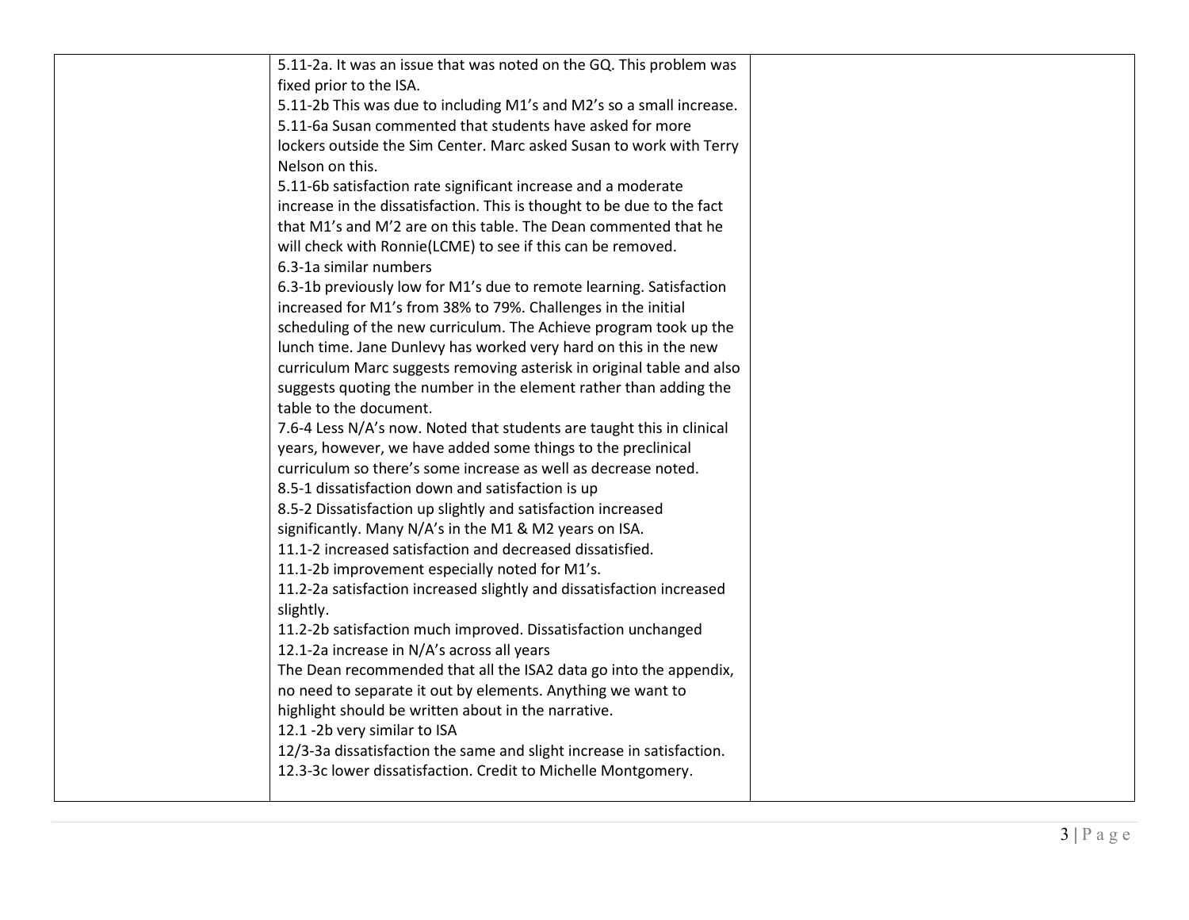| | | |
|---|---|---|
| | 5.11-2a. It was an issue that was noted on the GQ. This problem was fixed prior to the ISA.<br>5.11-2b This was due to including M1's and M2's so a small increase.<br>5.11-6a Susan commented that students have asked for more lockers outside the Sim Center. Marc asked Susan to work with Terry Nelson on this.<br>5.11-6b satisfaction rate significant increase and a moderate increase in the dissatisfaction. This is thought to be due to the fact that M1's and M'2 are on this table. The Dean commented that he will check with Ronnie(LCME) to see if this can be removed.<br>6.3-1a similar numbers<br>6.3-1b previously low for M1's due to remote learning. Satisfaction increased for M1's from 38% to 79%. Challenges in the initial scheduling of the new curriculum. The Achieve program took up the lunch time. Jane Dunlevy has worked very hard on this in the new curriculum Marc suggests removing asterisk in original table and also suggests quoting the number in the element rather than adding the table to the document.<br>7.6-4 Less N/A's now. Noted that students are taught this in clinical years, however, we have added some things to the preclinical curriculum so there's some increase as well as decrease noted.<br>8.5-1 dissatisfaction down and satisfaction is up<br>8.5-2 Dissatisfaction up slightly and satisfaction increased significantly. Many N/A's in the M1 & M2 years on ISA.<br>11.1-2 increased satisfaction and decreased dissatisfied.<br>11.1-2b improvement especially noted for M1's.<br>11.2-2a satisfaction increased slightly and dissatisfaction increased slightly.<br>11.2-2b satisfaction much improved. Dissatisfaction unchanged<br>12.1-2a increase in N/A's across all years<br>The Dean recommended that all the ISA2 data go into the appendix, no need to separate it out by elements. Anything we want to highlight should be written about in the narrative.<br>12.1 -2b very similar to ISA<br>12/3-3a dissatisfaction the same and slight increase in satisfaction.<br>12.3-3c lower dissatisfaction. Credit to Michelle Montgomery. | |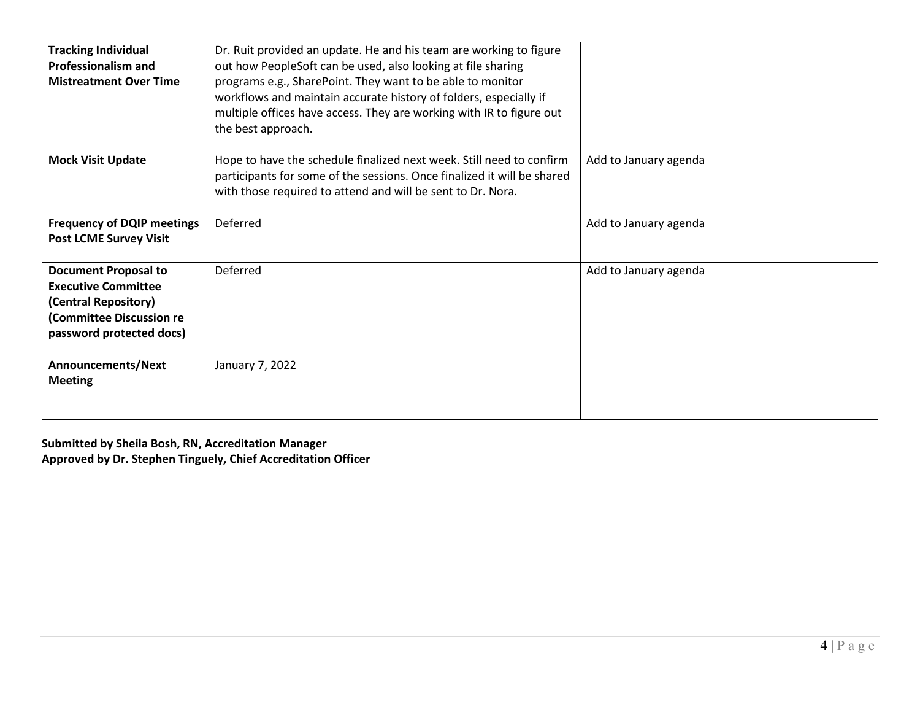| | | |
|---|---|---|
| **Tracking Individual Professionalism and Mistreatment Over Time** | Dr. Ruit provided an update. He and his team are working to figure out how PeopleSoft can be used, also looking at file sharing programs e.g., SharePoint. They want to be able to monitor workflows and maintain accurate history of folders, especially if multiple offices have access. They are working with IR to figure out the best approach. | |
| **Mock Visit Update** | Hope to have the schedule finalized next week. Still need to confirm participants for some of the sessions. Once finalized it will be shared with those required to attend and will be sent to Dr. Nora. | Add to January agenda |
| **Frequency of DQIP meetings Post LCME Survey Visit** | Deferred | Add to January agenda |
| **Document Proposal to Executive Committee (Central Repository) (Committee Discussion re password protected docs)** | Deferred | Add to January agenda |
| **Announcements/Next Meeting** | January 7, 2022 | |

**Submitted by Sheila Bosh, RN, Accreditation Manager**
**Approved by Dr. Stephen Tinguely, Chief Accreditation Officer**